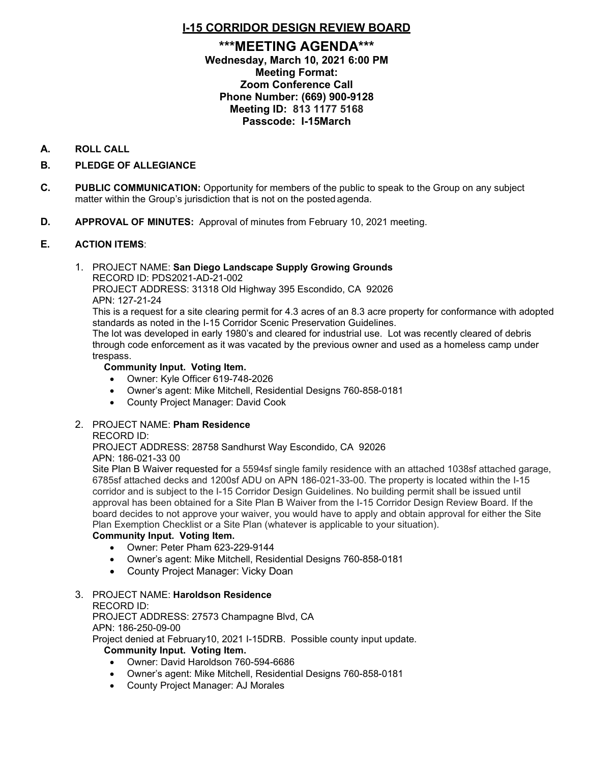# I-15 CORRIDOR DESIGN REVIEW BOARD

## \*\*\*MEETING AGENDA\*\*\*

**Wednesday, March 10, 2021 6:00 PM**
**Meeting Format:**
**Zoom Conference Call**
**Phone Number: (669) 900-9128**
**Meeting ID: 813 1177 5168**
**Passcode: I-15March**

**A. ROLL CALL**

**B. PLEDGE OF ALLEGIANCE**

**C. PUBLIC COMMUNICATION:** Opportunity for members of the public to speak to the Group on any subject matter within the Group's jurisdiction that is not on the posted agenda.

**D. APPROVAL OF MINUTES:** Approval of minutes from February 10, 2021 meeting.

**E. ACTION ITEMS**:

1. PROJECT NAME: **San Diego Landscape Supply Growing Grounds**
   RECORD ID: PDS2021-AD-21-002
   PROJECT ADDRESS: 31318 Old Highway 395 Escondido, CA 92026
   APN: 127-21-24
   This is a request for a site clearing permit for 4.3 acres of an 8.3 acre property for conformance with adopted standards as noted in the I-15 Corridor Scenic Preservation Guidelines.
   The lot was developed in early 1980's and cleared for industrial use. Lot was recently cleared of debris through code enforcement as it was vacated by the previous owner and used as a homeless camp under trespass.
   **Community Input. Voting Item.**
   - Owner: Kyle Officer 619-748-2026
   - Owner's agent: Mike Mitchell, Residential Designs 760-858-0181
   - County Project Manager: David Cook

2. PROJECT NAME: **Pham Residence**
   RECORD ID:
   PROJECT ADDRESS: 28758 Sandhurst Way Escondido, CA 92026
   APN: 186-021-33 00
   Site Plan B Waiver requested for a 5594sf single family residence with an attached 1038sf attached garage, 6785sf attached decks and 1200sf ADU on APN 186-021-33-00. The property is located within the I-15 corridor and is subject to the I-15 Corridor Design Guidelines. No building permit shall be issued until approval has been obtained for a Site Plan B Waiver from the I-15 Corridor Design Review Board. If the board decides to not approve your waiver, you would have to apply and obtain approval for either the Site Plan Exemption Checklist or a Site Plan (whatever is applicable to your situation).
   **Community Input. Voting Item.**
   - Owner: Peter Pham 623-229-9144
   - Owner's agent: Mike Mitchell, Residential Designs 760-858-0181
   - County Project Manager: Vicky Doan

3. PROJECT NAME: **Haroldson Residence**
   RECORD ID:
   PROJECT ADDRESS: 27573 Champagne Blvd, CA
   APN: 186-250-09-00
   Project denied at February10, 2021 I-15DRB. Possible county input update.
   **Community Input. Voting Item.**
   - Owner: David Haroldson 760-594-6686
   - Owner's agent: Mike Mitchell, Residential Designs 760-858-0181
   - County Project Manager: AJ Morales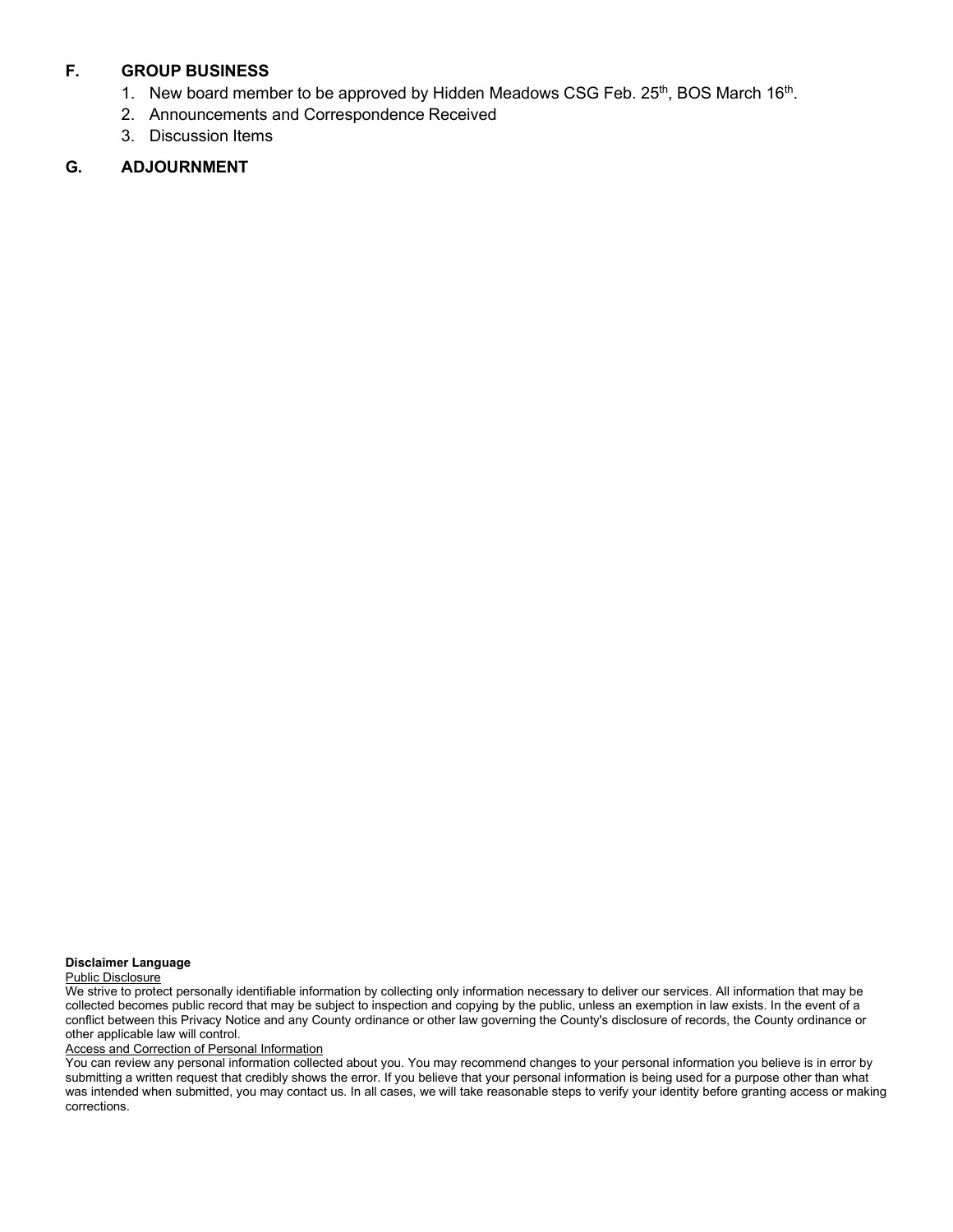## F. GROUP BUSINESS

1. New board member to be approved by Hidden Meadows CSG Feb. 25th, BOS March 16th.
2. Announcements and Correspondence Received
3. Discussion Items

## G. ADJOURNMENT

**Disclaimer Language**

Public Disclosure

We strive to protect personally identifiable information by collecting only information necessary to deliver our services. All information that may be collected becomes public record that may be subject to inspection and copying by the public, unless an exemption in law exists. In the event of a conflict between this Privacy Notice and any County ordinance or other law governing the County's disclosure of records, the County ordinance or other applicable law will control.

Access and Correction of Personal Information

You can review any personal information collected about you. You may recommend changes to your personal information you believe is in error by submitting a written request that credibly shows the error. If you believe that your personal information is being used for a purpose other than what was intended when submitted, you may contact us. In all cases, we will take reasonable steps to verify your identity before granting access or making corrections.